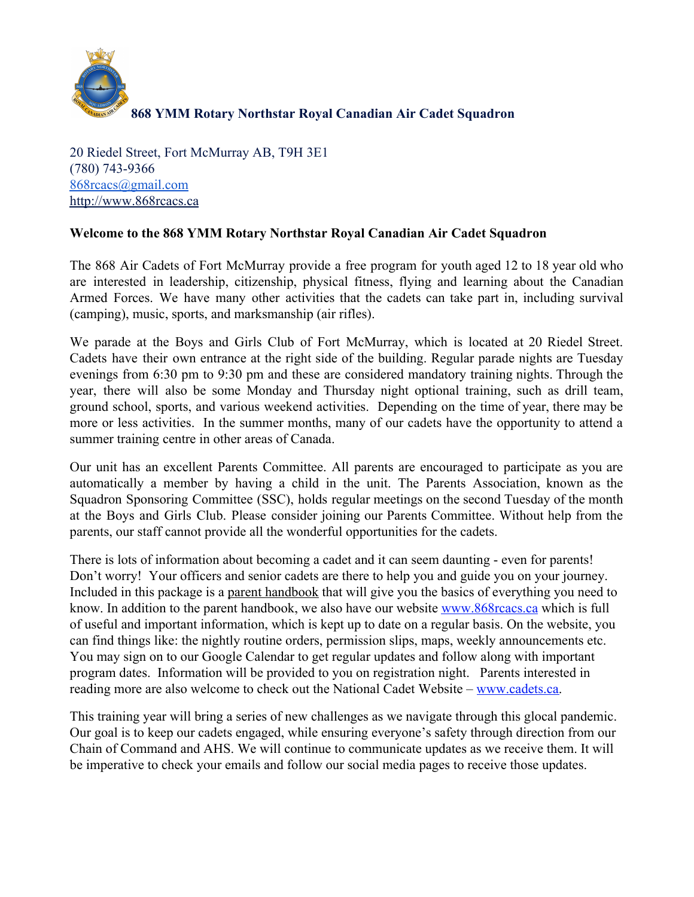**868 YMM Rotary Northstar Royal Canadian Air Cadet Squadron**

20 Riedel Street, Fort McMurray AB, T9H 3E1
(780) 743-9366
868rcacs@gmail.com
http://www.868rcacs.ca

**Welcome to the 868 YMM Rotary Northstar Royal Canadian Air Cadet Squadron**

The 868 Air Cadets of Fort McMurray provide a free program for youth aged 12 to 18 year old who are interested in leadership, citizenship, physical fitness, flying and learning about the Canadian Armed Forces. We have many other activities that the cadets can take part in, including survival (camping), music, sports, and marksmanship (air rifles).

We parade at the Boys and Girls Club of Fort McMurray, which is located at 20 Riedel Street. Cadets have their own entrance at the right side of the building. Regular parade nights are Tuesday evenings from 6:30 pm to 9:30 pm and these are considered mandatory training nights. Through the year, there will also be some Monday and Thursday night optional training, such as drill team, ground school, sports, and various weekend activities. Depending on the time of year, there may be more or less activities. In the summer months, many of our cadets have the opportunity to attend a summer training centre in other areas of Canada.

Our unit has an excellent Parents Committee. All parents are encouraged to participate as you are automatically a member by having a child in the unit. The Parents Association, known as the Squadron Sponsoring Committee (SSC), holds regular meetings on the second Tuesday of the month at the Boys and Girls Club. Please consider joining our Parents Committee. Without help from the parents, our staff cannot provide all the wonderful opportunities for the cadets.

There is lots of information about becoming a cadet and it can seem daunting - even for parents! Don't worry! Your officers and senior cadets are there to help you and guide you on your journey. Included in this package is a parent handbook that will give you the basics of everything you need to know. In addition to the parent handbook, we also have our website www.868rcacs.ca which is full of useful and important information, which is kept up to date on a regular basis. On the website, you can find things like: the nightly routine orders, permission slips, maps, weekly announcements etc. You may sign on to our Google Calendar to get regular updates and follow along with important program dates. Information will be provided to you on registration night. Parents interested in reading more are also welcome to check out the National Cadet Website – www.cadets.ca.

This training year will bring a series of new challenges as we navigate through this glocal pandemic. Our goal is to keep our cadets engaged, while ensuring everyone's safety through direction from our Chain of Command and AHS. We will continue to communicate updates as we receive them. It will be imperative to check your emails and follow our social media pages to receive those updates.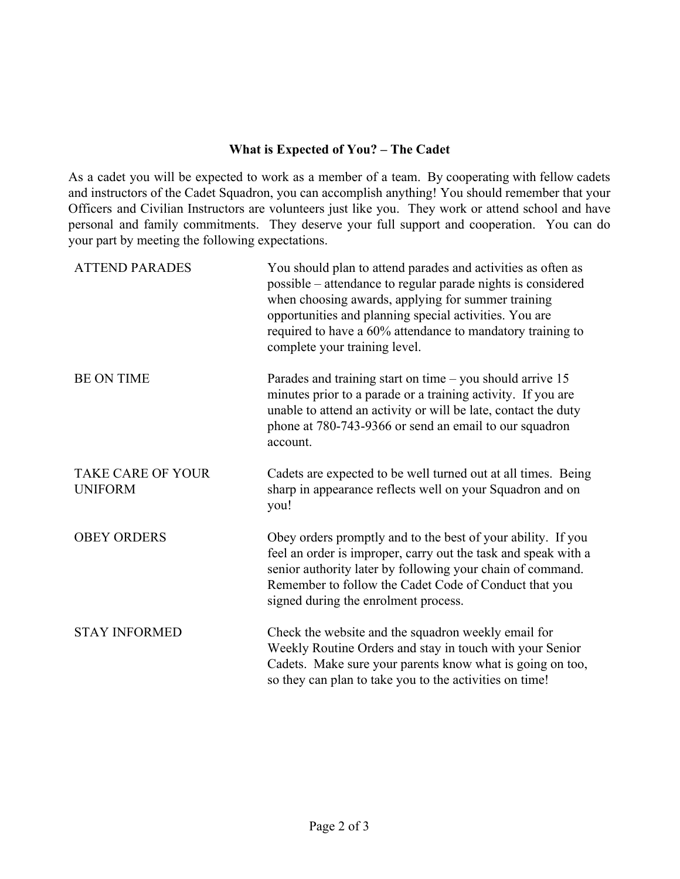## What is Expected of You? – The Cadet

As a cadet you will be expected to work as a member of a team. By cooperating with fellow cadets and instructors of the Cadet Squadron, you can accomplish anything! You should remember that your Officers and Civilian Instructors are volunteers just like you. They work or attend school and have personal and family commitments. They deserve your full support and cooperation. You can do your part by meeting the following expectations.

| | |
|---|---|
| ATTEND PARADES | You should plan to attend parades and activities as often as possible – attendance to regular parade nights is considered when choosing awards, applying for summer training opportunities and planning special activities. You are required to have a 60% attendance to mandatory training to complete your training level. |
| BE ON TIME | Parades and training start on time – you should arrive 15 minutes prior to a parade or a training activity. If you are unable to attend an activity or will be late, contact the duty phone at 780-743-9366 or send an email to our squadron account. |
| TAKE CARE OF YOUR UNIFORM | Cadets are expected to be well turned out at all times. Being sharp in appearance reflects well on your Squadron and on you! |
| OBEY ORDERS | Obey orders promptly and to the best of your ability. If you feel an order is improper, carry out the task and speak with a senior authority later by following your chain of command. Remember to follow the Cadet Code of Conduct that you signed during the enrolment process. |
| STAY INFORMED | Check the website and the squadron weekly email for Weekly Routine Orders and stay in touch with your Senior Cadets. Make sure your parents know what is going on too, so they can plan to take you to the activities on time! |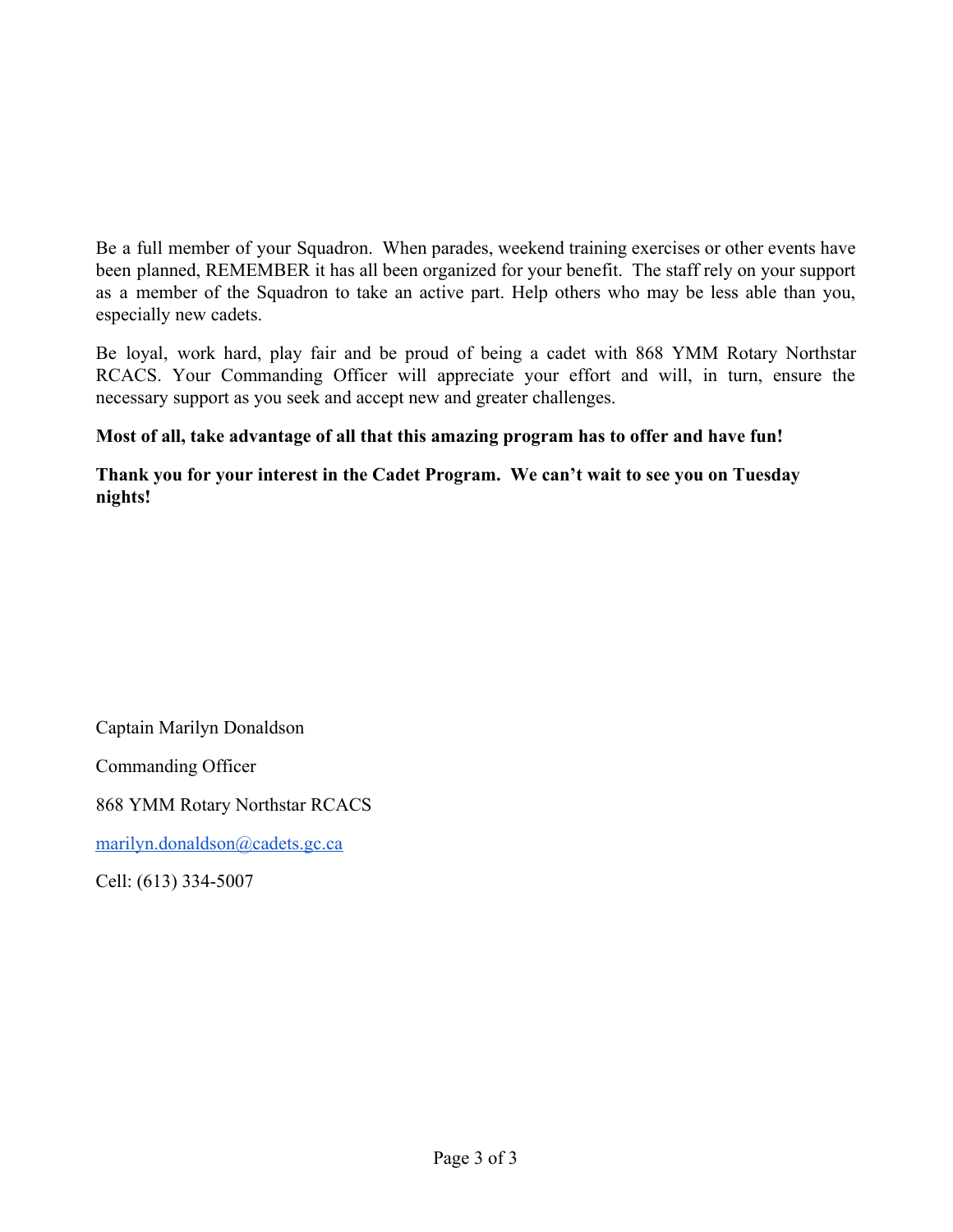Be a full member of your Squadron. When parades, weekend training exercises or other events have been planned, REMEMBER it has all been organized for your benefit. The staff rely on your support as a member of the Squadron to take an active part. Help others who may be less able than you, especially new cadets.

Be loyal, work hard, play fair and be proud of being a cadet with 868 YMM Rotary Northstar RCACS. Your Commanding Officer will appreciate your effort and will, in turn, ensure the necessary support as you seek and accept new and greater challenges.

**Most of all, take advantage of all that this amazing program has to offer and have fun!**

**Thank you for your interest in the Cadet Program. We can't wait to see you on Tuesday nights!**

Captain Marilyn Donaldson

Commanding Officer

868 YMM Rotary Northstar RCACS

marilyn.donaldson@cadets.gc.ca

Cell: (613) 334-5007